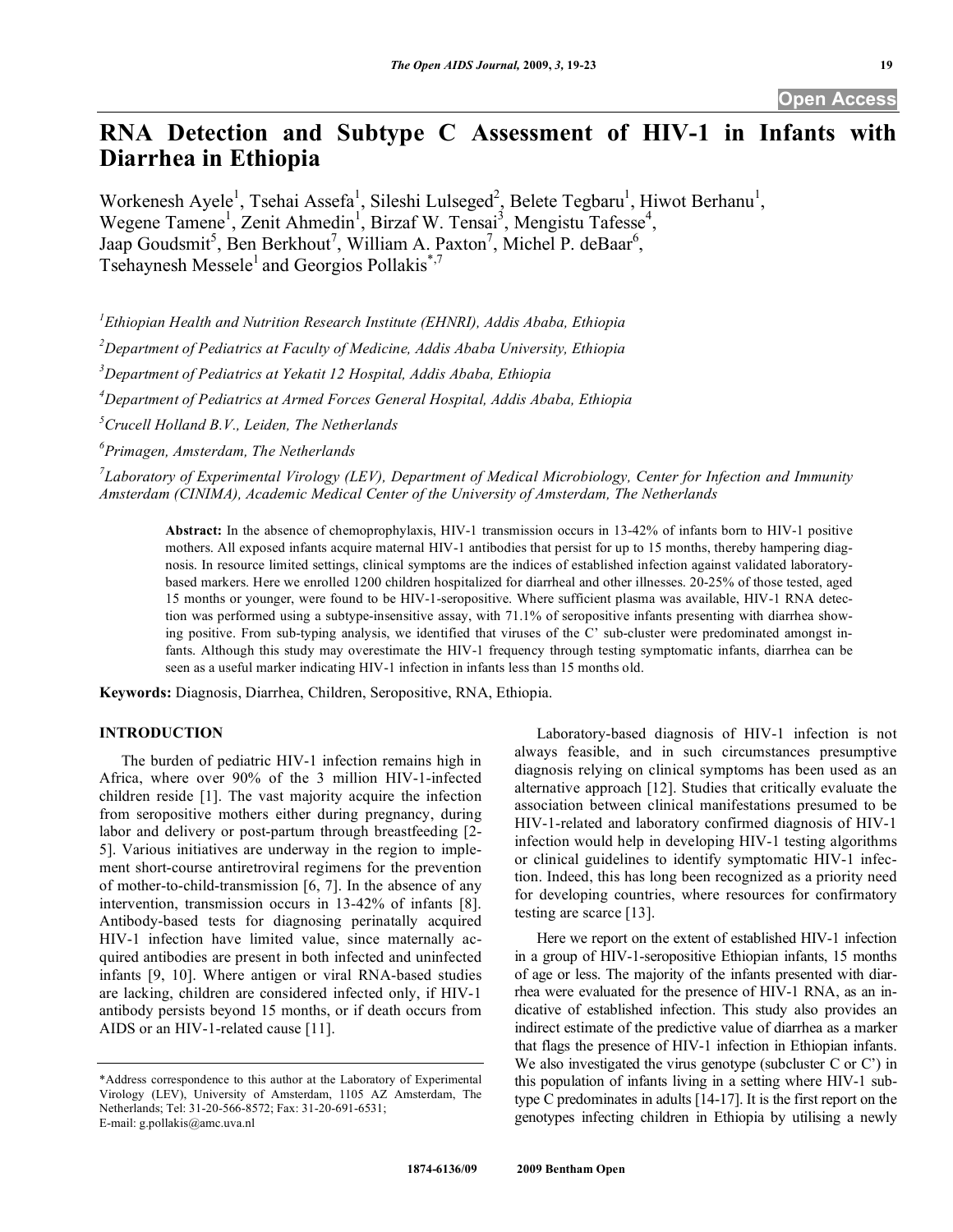# RNA Detection and Subtype C Assessment of HIV-1 in Infants with Diarrhea in Ethiopia

Workenesh Ayele[1], Tsehai Assefa[1], Sileshi Lulseged[2], Belete Tegbaru[1], Hiwot Berhanu[1], Wegene Tamene[1], Zenit Ahmedin[1], Birzaf W. Tensai[3], Mengistu Tafesse[4], Jaap Goudsmit[5], Ben Berkhout[7], William A. Paxton[7], Michel P. deBaar[6], Tsehaynesh Messele[1] and Georgios Pollakis[*,7]

*[1]Ethiopian Health and Nutrition Research Institute (EHNRI), Addis Ababa, Ethiopia*

*[2]Department of Pediatrics at Faculty of Medicine, Addis Ababa University, Ethiopia*

*[3]Department of Pediatrics at Yekatit 12 Hospital, Addis Ababa, Ethiopia*

*[4]Department of Pediatrics at Armed Forces General Hospital, Addis Ababa, Ethiopia*

*[5]Crucell Holland B.V., Leiden, The Netherlands*

*[6]Primagen, Amsterdam, The Netherlands*

*[7]Laboratory of Experimental Virology (LEV), Department of Medical Microbiology, Center for Infection and Immunity Amsterdam (CINIMA), Academic Medical Center of the University of Amsterdam, The Netherlands*

**Abstract:** In the absence of chemoprophylaxis, HIV-1 transmission occurs in 13-42% of infants born to HIV-1 positive mothers. All exposed infants acquire maternal HIV-1 antibodies that persist for up to 15 months, thereby hampering diagnosis. In resource limited settings, clinical symptoms are the indices of established infection against validated laboratory-based markers. Here we enrolled 1200 children hospitalized for diarrheal and other illnesses. 20-25% of those tested, aged 15 months or younger, were found to be HIV-1-seropositive. Where sufficient plasma was available, HIV-1 RNA detection was performed using a subtype-insensitive assay, with 71.1% of seropositive infants presenting with diarrhea showing positive. From sub-typing analysis, we identified that viruses of the C' sub-cluster were predominated amongst infants. Although this study may overestimate the HIV-1 frequency through testing symptomatic infants, diarrhea can be seen as a useful marker indicating HIV-1 infection in infants less than 15 months old.

**Keywords:** Diagnosis, Diarrhea, Children, Seropositive, RNA, Ethiopia.

## INTRODUCTION

The burden of pediatric HIV-1 infection remains high in Africa, where over 90% of the 3 million HIV-1-infected children reside [1]. The vast majority acquire the infection from seropositive mothers either during pregnancy, during labor and delivery or post-partum through breastfeeding [2-5]. Various initiatives are underway in the region to implement short-course antiretroviral regimens for the prevention of mother-to-child-transmission [6, 7]. In the absence of any intervention, transmission occurs in 13-42% of infants [8]. Antibody-based tests for diagnosing perinatally acquired HIV-1 infection have limited value, since maternally acquired antibodies are present in both infected and uninfected infants [9, 10]. Where antigen or viral RNA-based studies are lacking, children are considered infected only, if HIV-1 antibody persists beyond 15 months, or if death occurs from AIDS or an HIV-1-related cause [11].

Laboratory-based diagnosis of HIV-1 infection is not always feasible, and in such circumstances presumptive diagnosis relying on clinical symptoms has been used as an alternative approach [12]. Studies that critically evaluate the association between clinical manifestations presumed to be HIV-1-related and laboratory confirmed diagnosis of HIV-1 infection would help in developing HIV-1 testing algorithms or clinical guidelines to identify symptomatic HIV-1 infection. Indeed, this has long been recognized as a priority need for developing countries, where resources for confirmatory testing are scarce [13].

Here we report on the extent of established HIV-1 infection in a group of HIV-1-seropositive Ethiopian infants, 15 months of age or less. The majority of the infants presented with diarrhea were evaluated for the presence of HIV-1 RNA, as an indicative of established infection. This study also provides an indirect estimate of the predictive value of diarrhea as a marker that flags the presence of HIV-1 infection in Ethiopian infants. We also investigated the virus genotype (subcluster C or C') in this population of infants living in a setting where HIV-1 subtype C predominates in adults [14-17]. It is the first report on the genotypes infecting children in Ethiopia by utilising a newly

*Address correspondence to this author at the Laboratory of Experimental Virology (LEV), University of Amsterdam, 1105 AZ Amsterdam, The Netherlands; Tel: 31-20-566-8572; Fax: 31-20-691-6531; E-mail: g.pollakis@amc.uva.nl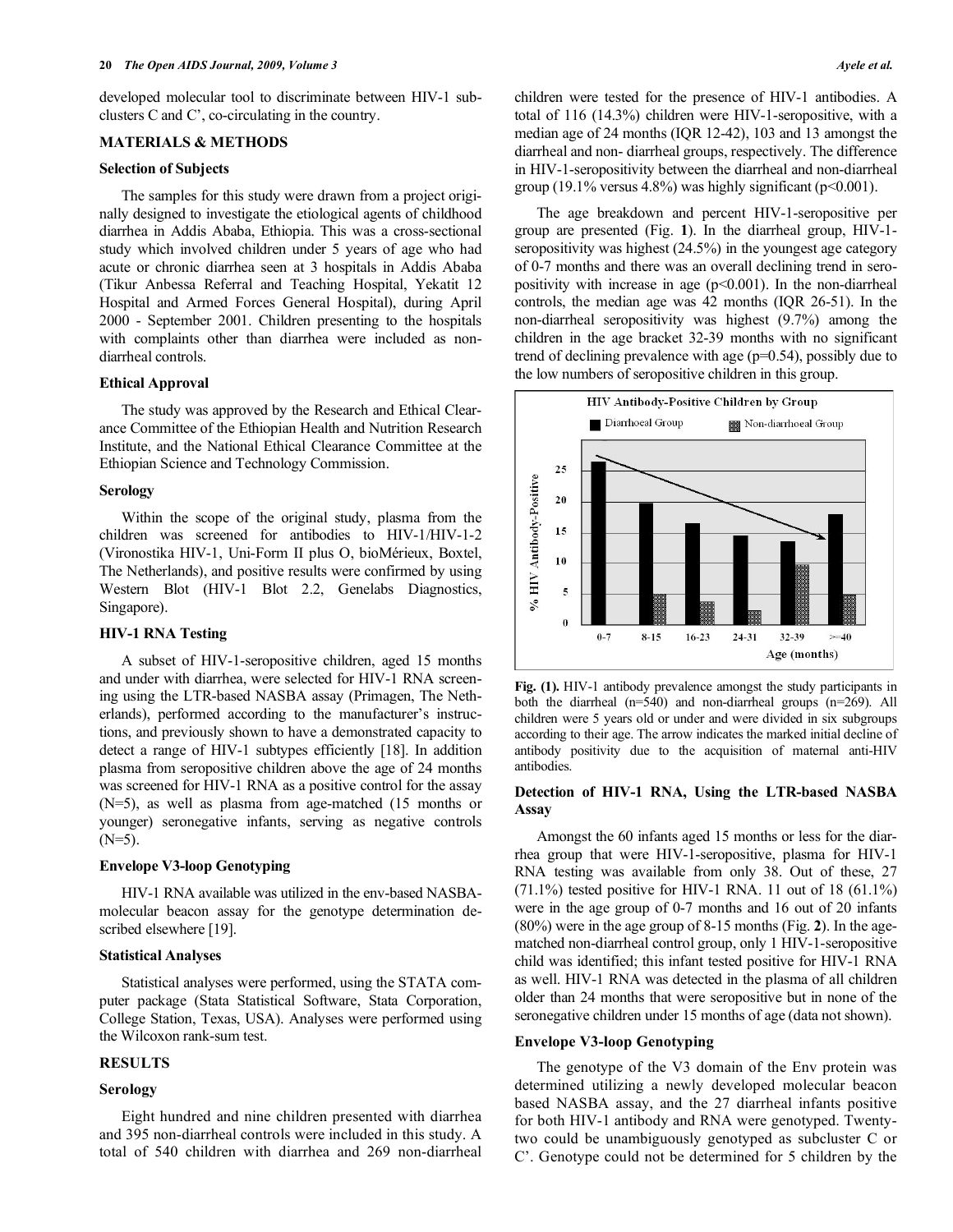developed molecular tool to discriminate between HIV-1 sub-clusters C and C', co-circulating in the country.

## MATERIALS & METHODS

### Selection of Subjects

The samples for this study were drawn from a project originally designed to investigate the etiological agents of childhood diarrhea in Addis Ababa, Ethiopia. This was a cross-sectional study which involved children under 5 years of age who had acute or chronic diarrhea seen at 3 hospitals in Addis Ababa (Tikur Anbessa Referral and Teaching Hospital, Yekatit 12 Hospital and Armed Forces General Hospital), during April 2000 - September 2001. Children presenting to the hospitals with complaints other than diarrhea were included as non-diarrheal controls.

### Ethical Approval

The study was approved by the Research and Ethical Clearance Committee of the Ethiopian Health and Nutrition Research Institute, and the National Ethical Clearance Committee at the Ethiopian Science and Technology Commission.

### Serology

Within the scope of the original study, plasma from the children was screened for antibodies to HIV-1/HIV-1-2 (Vironostika HIV-1, Uni-Form II plus O, bioMérieux, Boxtel, The Netherlands), and positive results were confirmed by using Western Blot (HIV-1 Blot 2.2, Genelabs Diagnostics, Singapore).

### HIV-1 RNA Testing

A subset of HIV-1-seropositive children, aged 15 months and under with diarrhea, were selected for HIV-1 RNA screening using the LTR-based NASBA assay (Primagen, The Netherlands), performed according to the manufacturer's instructions, and previously shown to have a demonstrated capacity to detect a range of HIV-1 subtypes efficiently [18]. In addition plasma from seropositive children above the age of 24 months was screened for HIV-1 RNA as a positive control for the assay (N=5), as well as plasma from age-matched (15 months or younger) seronegative infants, serving as negative controls (N=5).

### Envelope V3-loop Genotyping

HIV-1 RNA available was utilized in the env-based NASBA-molecular beacon assay for the genotype determination described elsewhere [19].

### Statistical Analyses

Statistical analyses were performed, using the STATA computer package (Stata Statistical Software, Stata Corporation, College Station, Texas, USA). Analyses were performed using the Wilcoxon rank-sum test.

## RESULTS

### Serology

Eight hundred and nine children presented with diarrhea and 395 non-diarrheal controls were included in this study. A total of 540 children with diarrhea and 269 non-diarrheal children were tested for the presence of HIV-1 antibodies. A total of 116 (14.3%) children were HIV-1-seropositive, with a median age of 24 months (IQR 12-42), 103 and 13 amongst the diarrheal and non- diarrheal groups, respectively. The difference in HIV-1-seropositivity between the diarrheal and non-diarrheal group (19.1% versus 4.8%) was highly significant ($p<0.001$).

The age breakdown and percent HIV-1-seropositive per group are presented (Fig. **1**). In the diarrheal group, HIV-1-seropositivity was highest (24.5%) in the youngest age category of 0-7 months and there was an overall declining trend in seropositivity with increase in age ($p<0.001$). In the non-diarrheal controls, the median age was 42 months (IQR 26-51). In the non-diarrheal seropositivity was highest (9.7%) among the children in the age bracket 32-39 months with no significant trend of declining prevalence with age ($p=0.54$), possibly due to the low numbers of seropositive children in this group.

**Fig. (1).** HIV-1 antibody prevalence amongst the study participants in both the diarrheal (n=540) and non-diarrheal groups (n=269). All children were 5 years old or under and were divided in six subgroups according to their age. The arrow indicates the marked initial decline of antibody positivity due to the acquisition of maternal anti-HIV antibodies.

### Detection of HIV-1 RNA, Using the LTR-based NASBA Assay

Amongst the 60 infants aged 15 months or less for the diarrhea group that were HIV-1-seropositive, plasma for HIV-1 RNA testing was available from only 38. Out of these, 27 (71.1%) tested positive for HIV-1 RNA. 11 out of 18 (61.1%) were in the age group of 0-7 months and 16 out of 20 infants (80%) were in the age group of 8-15 months (Fig. **2**). In the age-matched non-diarrheal control group, only 1 HIV-1-seropositive child was identified; this infant tested positive for HIV-1 RNA as well. HIV-1 RNA was detected in the plasma of all children older than 24 months that were seropositive but in none of the seronegative children under 15 months of age (data not shown).

### Envelope V3-loop Genotyping

The genotype of the V3 domain of the Env protein was determined utilizing a newly developed molecular beacon based NASBA assay, and the 27 diarrheal infants positive for both HIV-1 antibody and RNA were genotyped. Twenty-two could be unambiguously genotyped as subcluster C or C'. Genotype could not be determined for 5 children by the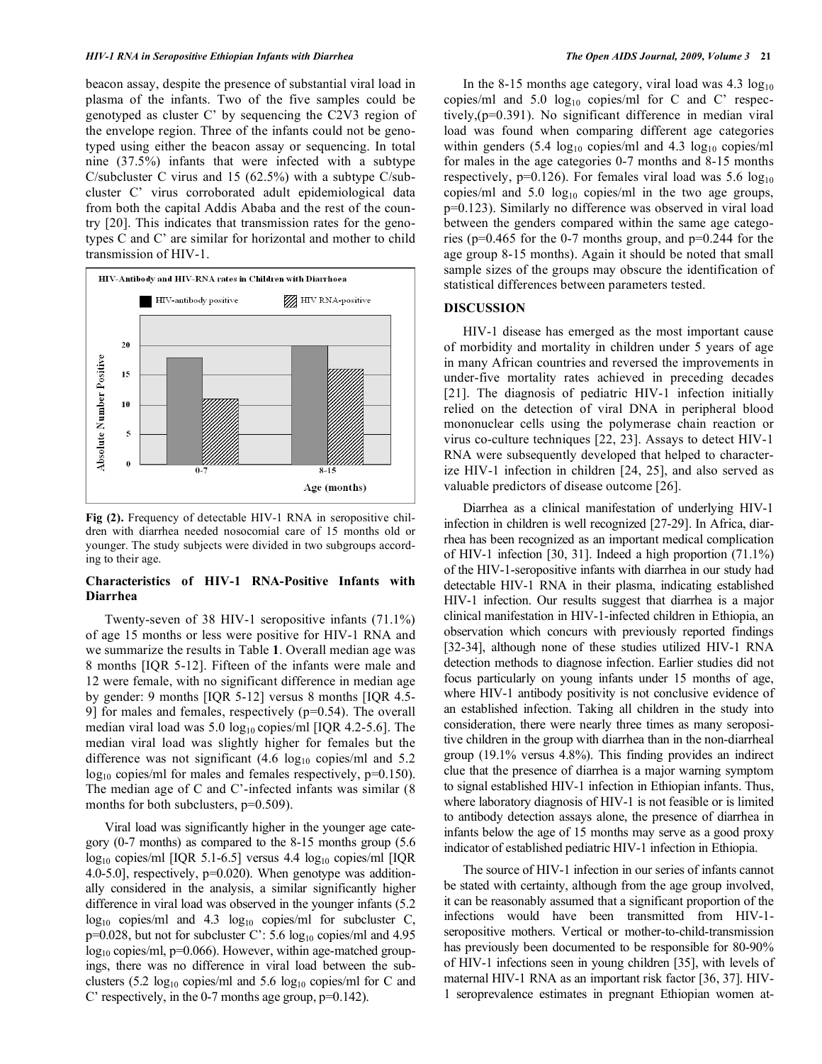beacon assay, despite the presence of substantial viral load in plasma of the infants. Two of the five samples could be genotyped as cluster C' by sequencing the C2V3 region of the envelope region. Three of the infants could not be genotyped using either the beacon assay or sequencing. In total nine (37.5%) infants that were infected with a subtype C/subcluster C virus and 15 (62.5%) with a subtype C/subcluster C' virus corroborated adult epidemiological data from both the capital Addis Ababa and the rest of the country [20]. This indicates that transmission rates for the genotypes C and C' are similar for horizontal and mother to child transmission of HIV-1.

**Fig (2).** Frequency of detectable HIV-1 RNA in seropositive children with diarrhea needed nosocomial care of 15 months old or younger. The study subjects were divided in two subgroups according to their age.

### Characteristics of HIV-1 RNA-Positive Infants with Diarrhea

Twenty-seven of 38 HIV-1 seropositive infants (71.1%) of age 15 months or less were positive for HIV-1 RNA and we summarize the results in Table **1**. Overall median age was 8 months [IQR 5-12]. Fifteen of the infants were male and 12 were female, with no significant difference in median age by gender: 9 months [IQR 5-12] versus 8 months [IQR 4.5-9] for males and females, respectively (p=0.54). The overall median viral load was 5.0 $\log_{10}$ copies/ml [IQR 4.2-5.6]. The median viral load was slightly higher for females but the difference was not significant (4.6 $\log_{10}$ copies/ml and 5.2 $\log_{10}$ copies/ml for males and females respectively, p=0.150). The median age of C and C'-infected infants was similar (8 months for both subclusters, p=0.509).

Viral load was significantly higher in the younger age category (0-7 months) as compared to the 8-15 months group (5.6 $\log_{10}$ copies/ml [IQR 5.1-6.5] versus 4.4 $\log_{10}$ copies/ml [IQR 4.0-5.0], respectively, p=0.020). When genotype was additionally considered in the analysis, a similar significantly higher difference in viral load was observed in the younger infants (5.2 $\log_{10}$ copies/ml and 4.3 $\log_{10}$ copies/ml for subcluster C, p=0.028, but not for subcluster C': 5.6 $\log_{10}$ copies/ml and 4.95 $\log_{10}$ copies/ml, p=0.066). However, within age-matched groupings, there was no difference in viral load between the subclusters (5.2 $\log_{10}$ copies/ml and 5.6 $\log_{10}$ copies/ml for C and C' respectively, in the 0-7 months age group, p=0.142).

In the 8-15 months age category, viral load was 4.3 $\log_{10}$ copies/ml and 5.0 $\log_{10}$ copies/ml for C and C' respectively,(p=0.391). No significant difference in median viral load was found when comparing different age categories within genders (5.4 $\log_{10}$ copies/ml and 4.3 $\log_{10}$ copies/ml for males in the age categories 0-7 months and 8-15 months respectively, p=0.126). For females viral load was 5.6 $\log_{10}$ copies/ml and 5.0 $\log_{10}$ copies/ml in the two age groups, p=0.123). Similarly no difference was observed in viral load between the genders compared within the same age categories (p=0.465 for the 0-7 months group, and p=0.244 for the age group 8-15 months). Again it should be noted that small sample sizes of the groups may obscure the identification of statistical differences between parameters tested.

## DISCUSSION

HIV-1 disease has emerged as the most important cause of morbidity and mortality in children under 5 years of age in many African countries and reversed the improvements in under-five mortality rates achieved in preceding decades [21]. The diagnosis of pediatric HIV-1 infection initially relied on the detection of viral DNA in peripheral blood mononuclear cells using the polymerase chain reaction or virus co-culture techniques [22, 23]. Assays to detect HIV-1 RNA were subsequently developed that helped to characterize HIV-1 infection in children [24, 25], and also served as valuable predictors of disease outcome [26].

Diarrhea as a clinical manifestation of underlying HIV-1 infection in children is well recognized [27-29]. In Africa, diarrhea has been recognized as an important medical complication of HIV-1 infection [30, 31]. Indeed a high proportion (71.1%) of the HIV-1-seropositive infants with diarrhea in our study had detectable HIV-1 RNA in their plasma, indicating established HIV-1 infection. Our results suggest that diarrhea is a major clinical manifestation in HIV-1-infected children in Ethiopia, an observation which concurs with previously reported findings [32-34], although none of these studies utilized HIV-1 RNA detection methods to diagnose infection. Earlier studies did not focus particularly on young infants under 15 months of age, where HIV-1 antibody positivity is not conclusive evidence of an established infection. Taking all children in the study into consideration, there were nearly three times as many seropositive children in the group with diarrhea than in the non-diarrheal group (19.1% versus 4.8%). This finding provides an indirect clue that the presence of diarrhea is a major warning symptom to signal established HIV-1 infection in Ethiopian infants. Thus, where laboratory diagnosis of HIV-1 is not feasible or is limited to antibody detection assays alone, the presence of diarrhea in infants below the age of 15 months may serve as a good proxy indicator of established pediatric HIV-1 infection in Ethiopia.

The source of HIV-1 infection in our series of infants cannot be stated with certainty, although from the age group involved, it can be reasonably assumed that a significant proportion of the infections would have been transmitted from HIV-1-seropositive mothers. Vertical or mother-to-child-transmission has previously been documented to be responsible for 80-90% of HIV-1 infections seen in young children [35], with levels of maternal HIV-1 RNA as an important risk factor [36, 37]. HIV-1 seroprevalence estimates in pregnant Ethiopian women at-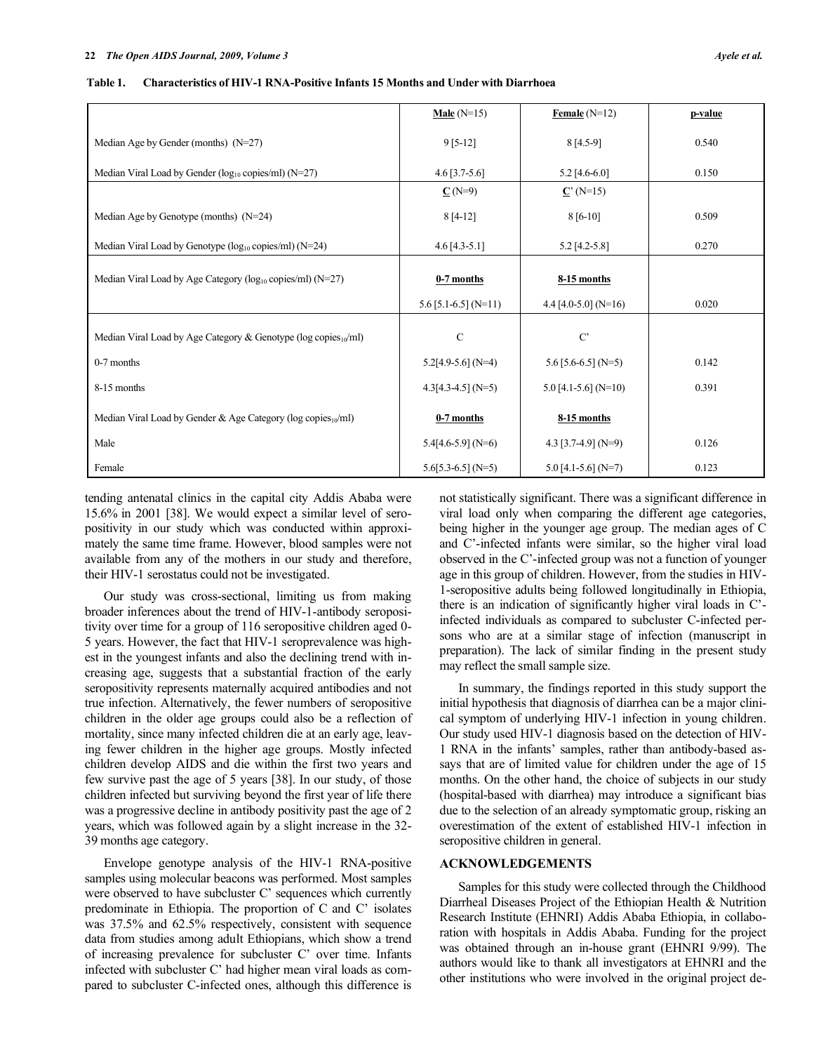**Table 1. Characteristics of HIV-1 RNA-Positive Infants 15 Months and Under with Diarrhoea**

| | Male (N=15) | Female (N=12) | p-value |
|---|---|---|---|
| Median Age by Gender (months) (N=27) | 9 [5-12] | 8 [4.5-9] | 0.540 |
| Median Viral Load by Gender ($log_{10}$ copies/ml) (N=27) | 4.6 [3.7-5.6] | 5.2 [4.6-6.0] | 0.150 |
| | C (N=9) | C' (N=15) | |
| Median Age by Genotype (months) (N=24) | 8 [4-12] | 8 [6-10] | 0.509 |
| Median Viral Load by Genotype ($log_{10}$ copies/ml) (N=24) | 4.6 [4.3-5.1] | 5.2 [4.2-5.8] | 0.270 |
| Median Viral Load by Age Category ($log_{10}$ copies/ml) (N=27) | 0-7 months | 8-15 months | |
| | 5.6 [5.1-6.5] (N=11) | 4.4 [4.0-5.0] (N=16) | 0.020 |
| Median Viral Load by Age Category & Genotype (log $copies_{10}$/ml) | C | C' | |
| 0-7 months | 5.2[4.9-5.6] (N=4) | 5.6 [5.6-6.5] (N=5) | 0.142 |
| 8-15 months | 4.3[4.3-4.5] (N=5) | 5.0 [4.1-5.6] (N=10) | 0.391 |
| Median Viral Load by Gender & Age Category (log $copies_{10}$/ml) | 0-7 months | 8-15 months | |
| Male | 5.4[4.6-5.9] (N=6) | 4.3 [3.7-4.9] (N=9) | 0.126 |
| Female | 5.6[5.3-6.5] (N=5) | 5.0 [4.1-5.6] (N=7) | 0.123 |

tending antenatal clinics in the capital city Addis Ababa were 15.6% in 2001 [38]. We would expect a similar level of seropositivity in our study which was conducted within approximately the same time frame. However, blood samples were not available from any of the mothers in our study and therefore, their HIV-1 serostatus could not be investigated.

Our study was cross-sectional, limiting us from making broader inferences about the trend of HIV-1-antibody seropositivity over time for a group of 116 seropositive children aged 0-5 years. However, the fact that HIV-1 seroprevalence was highest in the youngest infants and also the declining trend with increasing age, suggests that a substantial fraction of the early seropositivity represents maternally acquired antibodies and not true infection. Alternatively, the fewer numbers of seropositive children in the older age groups could also be a reflection of mortality, since many infected children die at an early age, leaving fewer children in the higher age groups. Mostly infected children develop AIDS and die within the first two years and few survive past the age of 5 years [38]. In our study, of those children infected but surviving beyond the first year of life there was a progressive decline in antibody positivity past the age of 2 years, which was followed again by a slight increase in the 32-39 months age category.

Envelope genotype analysis of the HIV-1 RNA-positive samples using molecular beacons was performed. Most samples were observed to have subcluster C' sequences which currently predominate in Ethiopia. The proportion of C and C' isolates was 37.5% and 62.5% respectively, consistent with sequence data from studies among adult Ethiopians, which show a trend of increasing prevalence for subcluster C' over time. Infants infected with subcluster C' had higher mean viral loads as compared to subcluster C-infected ones, although this difference is not statistically significant. There was a significant difference in viral load only when comparing the different age categories, being higher in the younger age group. The median ages of C and C'-infected infants were similar, so the higher viral load observed in the C'-infected group was not a function of younger age in this group of children. However, from the studies in HIV-1-seropositive adults being followed longitudinally in Ethiopia, there is an indication of significantly higher viral loads in C'-infected individuals as compared to subcluster C-infected persons who are at a similar stage of infection (manuscript in preparation). The lack of similar finding in the present study may reflect the small sample size.

In summary, the findings reported in this study support the initial hypothesis that diagnosis of diarrhea can be a major clinical symptom of underlying HIV-1 infection in young children. Our study used HIV-1 diagnosis based on the detection of HIV-1 RNA in the infants' samples, rather than antibody-based assays that are of limited value for children under the age of 15 months. On the other hand, the choice of subjects in our study (hospital-based with diarrhea) may introduce a significant bias due to the selection of an already symptomatic group, risking an overestimation of the extent of established HIV-1 infection in seropositive children in general.

## ACKNOWLEDGEMENTS

Samples for this study were collected through the Childhood Diarrheal Diseases Project of the Ethiopian Health & Nutrition Research Institute (EHNRI) Addis Ababa Ethiopia, in collaboration with hospitals in Addis Ababa. Funding for the project was obtained through an in-house grant (EHNRI 9/99). The authors would like to thank all investigators at EHNRI and the other institutions who were involved in the original project de-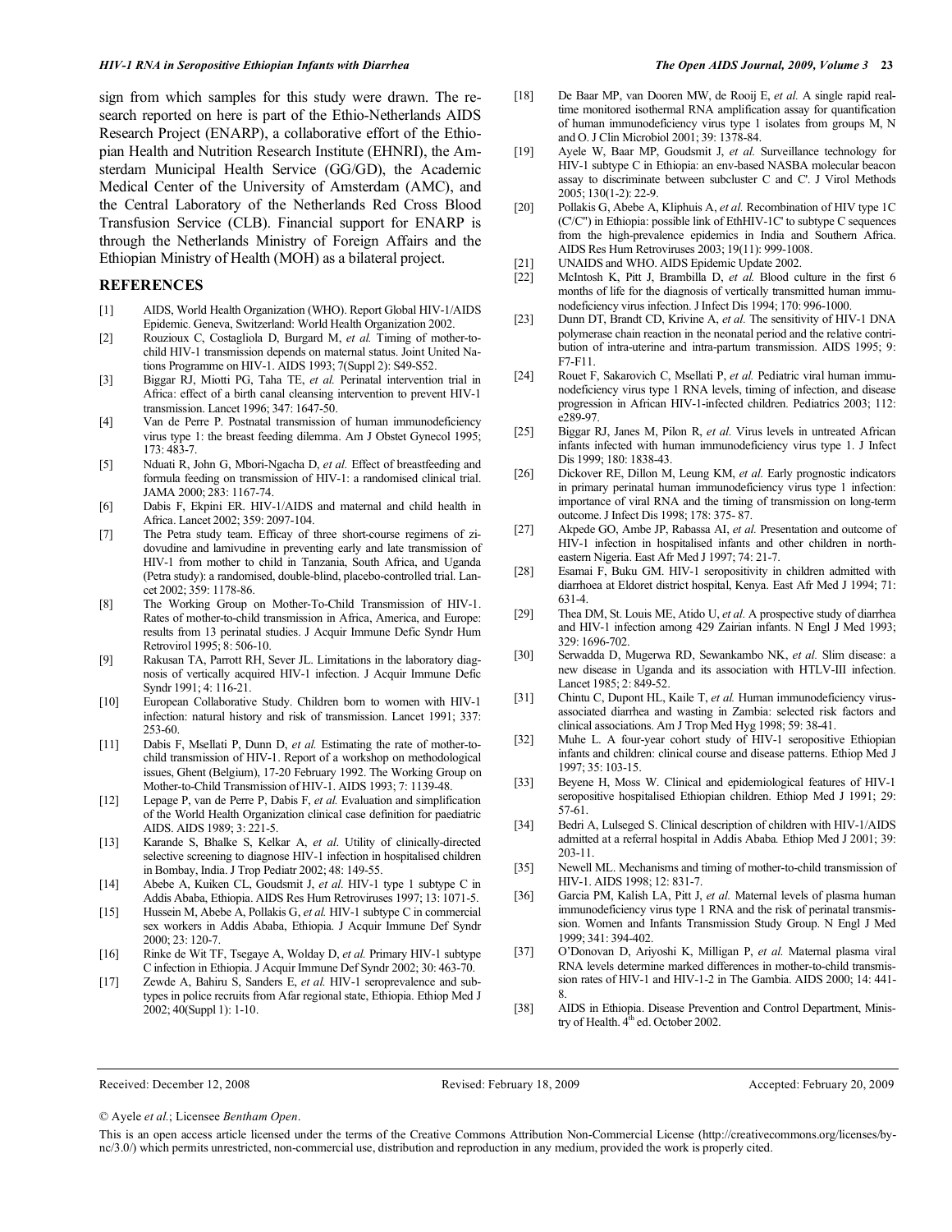sign from which samples for this study were drawn. The research reported on here is part of the Ethio-Netherlands AIDS Research Project (ENARP), a collaborative effort of the Ethiopian Health and Nutrition Research Institute (EHNRI), the Amsterdam Municipal Health Service (GG/GD), the Academic Medical Center of the University of Amsterdam (AMC), and the Central Laboratory of the Netherlands Red Cross Blood Transfusion Service (CLB). Financial support for ENARP is through the Netherlands Ministry of Foreign Affairs and the Ethiopian Ministry of Health (MOH) as a bilateral project.

## REFERENCES

[1] AIDS, World Health Organization (WHO). Report Global HIV-1/AIDS Epidemic. Geneva, Switzerland: World Health Organization 2002.

[2] Rouzioux C, Costagliola D, Burgard M, *et al.* Timing of mother-to-child HIV-1 transmission depends on maternal status. Joint United Nations Programme on HIV-1. AIDS 1993; 7(Suppl 2): S49-S52.

[3] Biggar RJ, Miotti PG, Taha TE, *et al.* Perinatal intervention trial in Africa: effect of a birth canal cleansing intervention to prevent HIV-1 transmission. Lancet 1996; 347: 1647-50.

[4] Van de Perre P. Postnatal transmission of human immunodeficiency virus type 1: the breast feeding dilemma. Am J Obstet Gynecol 1995; 173: 483-7.

[5] Nduati R, John G, Mbori-Ngacha D, *et al.* Effect of breastfeeding and formula feeding on transmission of HIV-1: a randomised clinical trial. JAMA 2000; 283: 1167-74.

[6] Dabis F, Ekpini ER. HIV-1/AIDS and maternal and child health in Africa. Lancet 2002; 359: 2097-104.

[7] The Petra study team. Efficay of three short-course regimens of zidovudine and lamivudine in preventing early and late transmission of HIV-1 from mother to child in Tanzania, South Africa, and Uganda (Petra study): a randomised, double-blind, placebo-controlled trial. Lancet 2002; 359: 1178-86.

[8] The Working Group on Mother-To-Child Transmission of HIV-1. Rates of mother-to-child transmission in Africa, America, and Europe: results from 13 perinatal studies. J Acquir Immune Defic Syndr Hum Retrovirol 1995; 8: 506-10.

[9] Rakusan TA, Parrott RH, Sever JL. Limitations in the laboratory diagnosis of vertically acquired HIV-1 infection. J Acquir Immune Defic Syndr 1991; 4: 116-21.

[10] European Collaborative Study. Children born to women with HIV-1 infection: natural history and risk of transmission. Lancet 1991; 337: 253-60.

[11] Dabis F, Msellati P, Dunn D, *et al.* Estimating the rate of mother-to-child transmission of HIV-1. Report of a workshop on methodological issues, Ghent (Belgium), 17-20 February 1992. The Working Group on Mother-to-Child Transmission of HIV-1. AIDS 1993; 7: 1139-48.

[12] Lepage P, van de Perre P, Dabis F, *et al.* Evaluation and simplification of the World Health Organization clinical case definition for paediatric AIDS. AIDS 1989; 3: 221-5.

[13] Karande S, Bhalke S, Kelkar A, *et al.* Utility of clinically-directed selective screening to diagnose HIV-1 infection in hospitalised children in Bombay, India. J Trop Pediatr 2002; 48: 149-55.

[14] Abebe A, Kuiken CL, Goudsmit J, *et al.* HIV-1 type 1 subtype C in Addis Ababa, Ethiopia. AIDS Res Hum Retroviruses 1997; 13: 1071-5.

[15] Hussein M, Abebe A, Pollakis G, *et al.* HIV-1 subtype C in commercial sex workers in Addis Ababa, Ethiopia. J Acquir Immune Def Syndr 2000; 23: 120-7.

[16] Rinke de Wit TF, Tsegaye A, Wolday D, *et al.* Primary HIV-1 subtype C infection in Ethiopia. J Acquir Immune Def Syndr 2002; 30: 463-70.

[17] Zewde A, Bahiru S, Sanders E, *et al.* HIV-1 seroprevalence and subtypes in police recruits from Afar regional state, Ethiopia. Ethiop Med J 2002; 40(Suppl 1): 1-10.

[18] De Baar MP, van Dooren MW, de Rooij E, *et al.* A single rapid real-time monitored isothermal RNA amplification assay for quantification of human immunodeficiency virus type 1 isolates from groups M, N and O. J Clin Microbiol 2001; 39: 1378-84.

[19] Ayele W, Baar MP, Goudsmit J, *et al.* Surveillance technology for HIV-1 subtype C in Ethiopia: an env-based NASBA molecular beacon assay to discriminate between subcluster C and C'. J Virol Methods 2005; 130(1-2): 22-9.

[20] Pollakis G, Abebe A, Kliphuis A, *et al.* Recombination of HIV type 1C (C'/C") in Ethiopia: possible link of EthHIV-1C' to subtype C sequences from the high-prevalence epidemics in India and Southern Africa. AIDS Res Hum Retroviruses 2003; 19(11): 999-1008.

[21] UNAIDS and WHO. AIDS Epidemic Update 2002.

[22] McIntosh K, Pitt J, Brambilla D, *et al.* Blood culture in the first 6 months of life for the diagnosis of vertically transmitted human immunodeficiency virus infection. J Infect Dis 1994; 170: 996-1000.

[23] Dunn DT, Brandt CD, Krivine A, *et al.* The sensitivity of HIV-1 DNA polymerase chain reaction in the neonatal period and the relative contribution of intra-uterine and intra-partum transmission. AIDS 1995; 9: F7-F11.

[24] Rouet F, Sakarovich C, Msellati P, *et al.* Pediatric viral human immunodeficiency virus type 1 RNA levels, timing of infection, and disease progression in African HIV-1-infected children. Pediatrics 2003; 112: e289-97.

[25] Biggar RJ, Janes M, Pilon R, *et al.* Virus levels in untreated African infants infected with human immunodeficiency virus type 1. J Infect Dis 1999; 180: 1838-43.

[26] Dickover RE, Dillon M, Leung KM, *et al.* Early prognostic indicators in primary perinatal human immunodeficiency virus type 1 infection: importance of viral RNA and the timing of transmission on long-term outcome. J Infect Dis 1998; 178: 375- 87.

[27] Akpede GO, Ambe JP, Rabassa AI, *et al.* Presentation and outcome of HIV-1 infection in hospitalised infants and other children in north-eastern Nigeria. East Afr Med J 1997; 74: 21-7.

[28] Esamai F, Buku GM. HIV-1 seropositivity in children admitted with diarrhoea at Eldoret district hospital, Kenya. East Afr Med J 1994; 71: 631-4.

[29] Thea DM, St. Louis ME, Atido U, *et al.* A prospective study of diarrhea and HIV-1 infection among 429 Zairian infants. N Engl J Med 1993; 329: 1696-702.

[30] Serwadda D, Mugerwa RD, Sewankambo NK, *et al.* Slim disease: a new disease in Uganda and its association with HTLV-III infection. Lancet 1985; 2: 849-52.

[31] Chintu C, Dupont HL, Kaile T, *et al.* Human immunodeficiency virus-associated diarrhea and wasting in Zambia: selected risk factors and clinical associations. Am J Trop Med Hyg 1998; 59: 38-41.

[32] Muhe L. A four-year cohort study of HIV-1 seropositive Ethiopian infants and children: clinical course and disease patterns. Ethiop Med J 1997; 35: 103-15.

[33] Beyene H, Moss W. Clinical and epidemiological features of HIV-1 seropositive hospitalised Ethiopian children. Ethiop Med J 1991; 29: 57-61.

[34] Bedri A, Lulseged S. Clinical description of children with HIV-1/AIDS admitted at a referral hospital in Addis Ababa. Ethiop Med J 2001; 39: 203-11.

[35] Newell ML. Mechanisms and timing of mother-to-child transmission of HIV-1. AIDS 1998; 12: 831-7.

[36] Garcia PM, Kalish LA, Pitt J, *et al.* Maternal levels of plasma human immunodeficiency virus type 1 RNA and the risk of perinatal transmission. Women and Infants Transmission Study Group. N Engl J Med 1999; 341: 394-402.

[37] O'Donovan D, Ariyoshi K, Milligan P, *et al.* Maternal plasma viral RNA levels determine marked differences in mother-to-child transmission rates of HIV-1 and HIV-1-2 in The Gambia. AIDS 2000; 14: 441-8.

[38] AIDS in Ethiopia. Disease Prevention and Control Department, Ministry of Health. 4th ed. October 2002.

Received: December 12, 2008 Revised: February 18, 2009 Accepted: February 20, 2009

© Ayele *et al.*; Licensee *Bentham Open*.

This is an open access article licensed under the terms of the Creative Commons Attribution Non-Commercial License (http://creativecommons.org/licenses/by-nc/3.0/) which permits unrestricted, non-commercial use, distribution and reproduction in any medium, provided the work is properly cited.